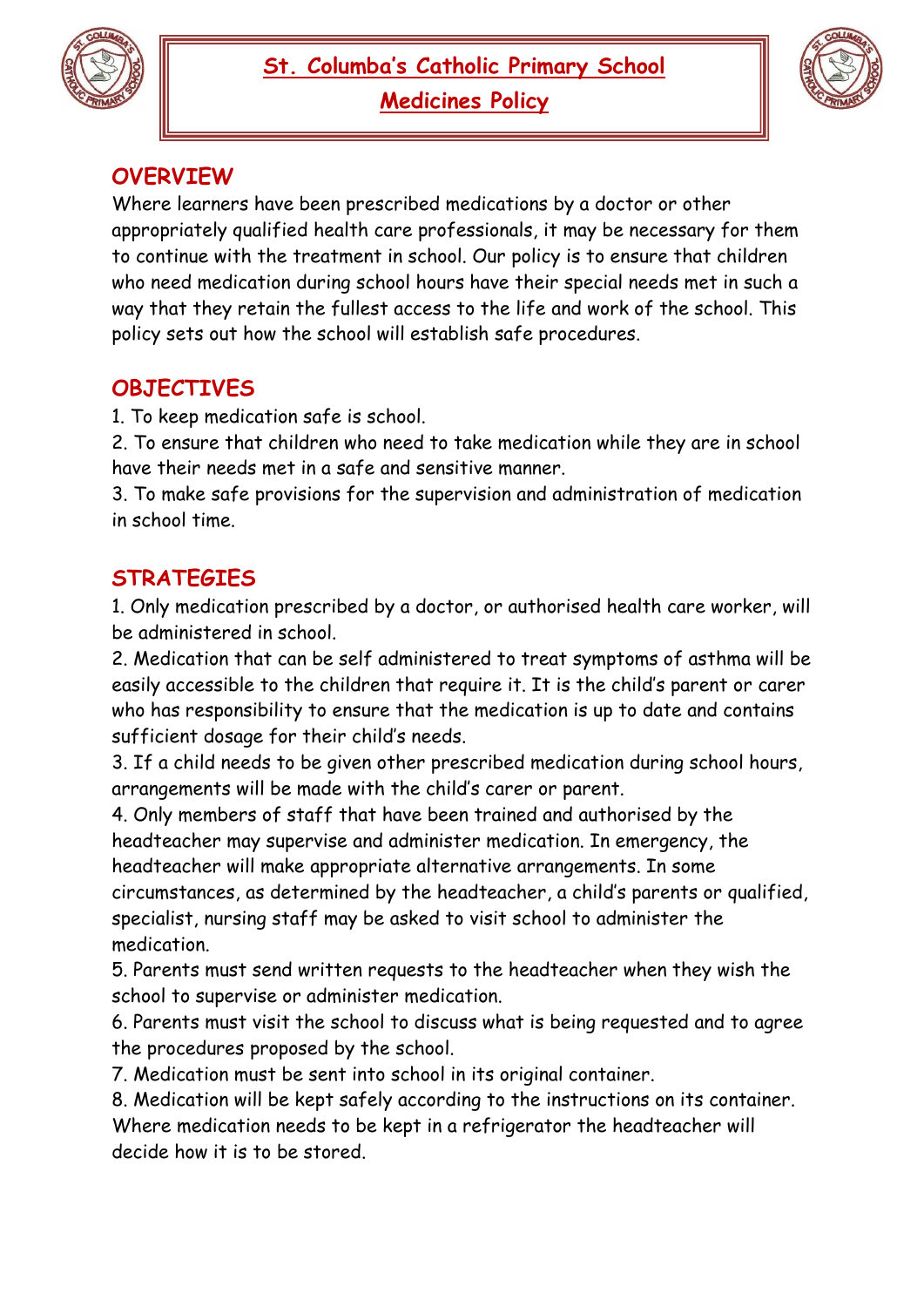# St. Columba's Catholic Primary School

# Medicines Policy

## OVERVIEW

Where learners have been prescribed medications by a doctor or other appropriately qualified health care professionals, it may be necessary for them to continue with the treatment in school. Our policy is to ensure that children who need medication during school hours have their special needs met in such a way that they retain the fullest access to the life and work of the school. This policy sets out how the school will establish safe procedures.

## OBJECTIVES

1. To keep medication safe is school.
2. To ensure that children who need to take medication while they are in school have their needs met in a safe and sensitive manner.
3. To make safe provisions for the supervision and administration of medication in school time.

## STRATEGIES

1. Only medication prescribed by a doctor, or authorised health care worker, will be administered in school.
2. Medication that can be self administered to treat symptoms of asthma will be easily accessible to the children that require it. It is the child's parent or carer who has responsibility to ensure that the medication is up to date and contains sufficient dosage for their child's needs.
3. If a child needs to be given other prescribed medication during school hours, arrangements will be made with the child's carer or parent.
4. Only members of staff that have been trained and authorised by the headteacher may supervise and administer medication. In emergency, the headteacher will make appropriate alternative arrangements. In some circumstances, as determined by the headteacher, a child's parents or qualified, specialist, nursing staff may be asked to visit school to administer the medication.
5. Parents must send written requests to the headteacher when they wish the school to supervise or administer medication.
6. Parents must visit the school to discuss what is being requested and to agree the procedures proposed by the school.
7. Medication must be sent into school in its original container.
8. Medication will be kept safely according to the instructions on its container. Where medication needs to be kept in a refrigerator the headteacher will decide how it is to be stored.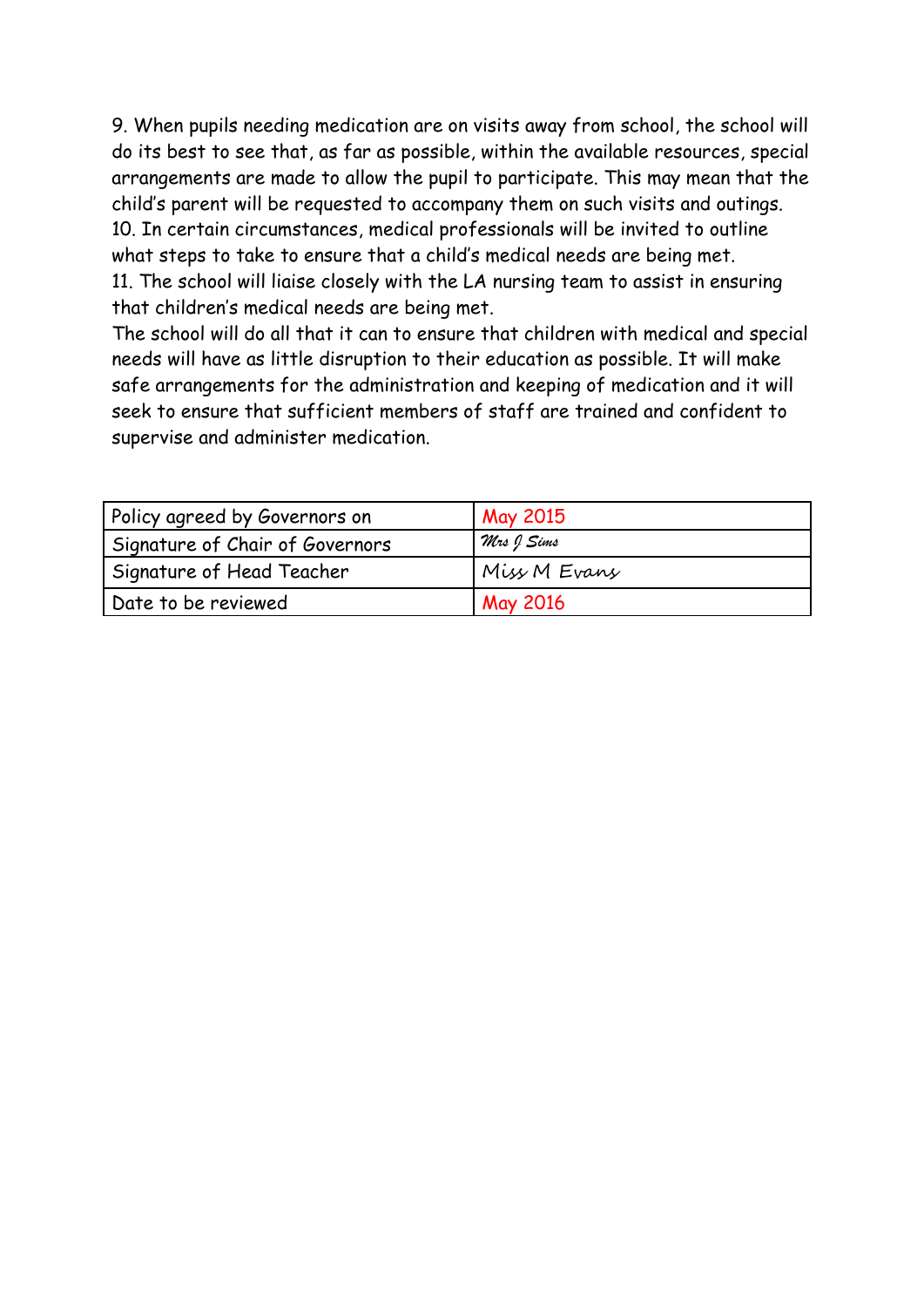9. When pupils needing medication are on visits away from school, the school will do its best to see that, as far as possible, within the available resources, special arrangements are made to allow the pupil to participate. This may mean that the child's parent will be requested to accompany them on such visits and outings.

10. In certain circumstances, medical professionals will be invited to outline what steps to take to ensure that a child's medical needs are being met.

11. The school will liaise closely with the LA nursing team to assist in ensuring that children's medical needs are being met.

The school will do all that it can to ensure that children with medical and special needs will have as little disruption to their education as possible. It will make safe arrangements for the administration and keeping of medication and it will seek to ensure that sufficient members of staff are trained and confident to supervise and administer medication.

| | |
|---|---|
| Policy agreed by Governors on | May 2015 |
| Signature of Chair of Governors | Mrs J Sims |
| Signature of Head Teacher | Miss M Evans |
| Date to be reviewed | May 2016 |